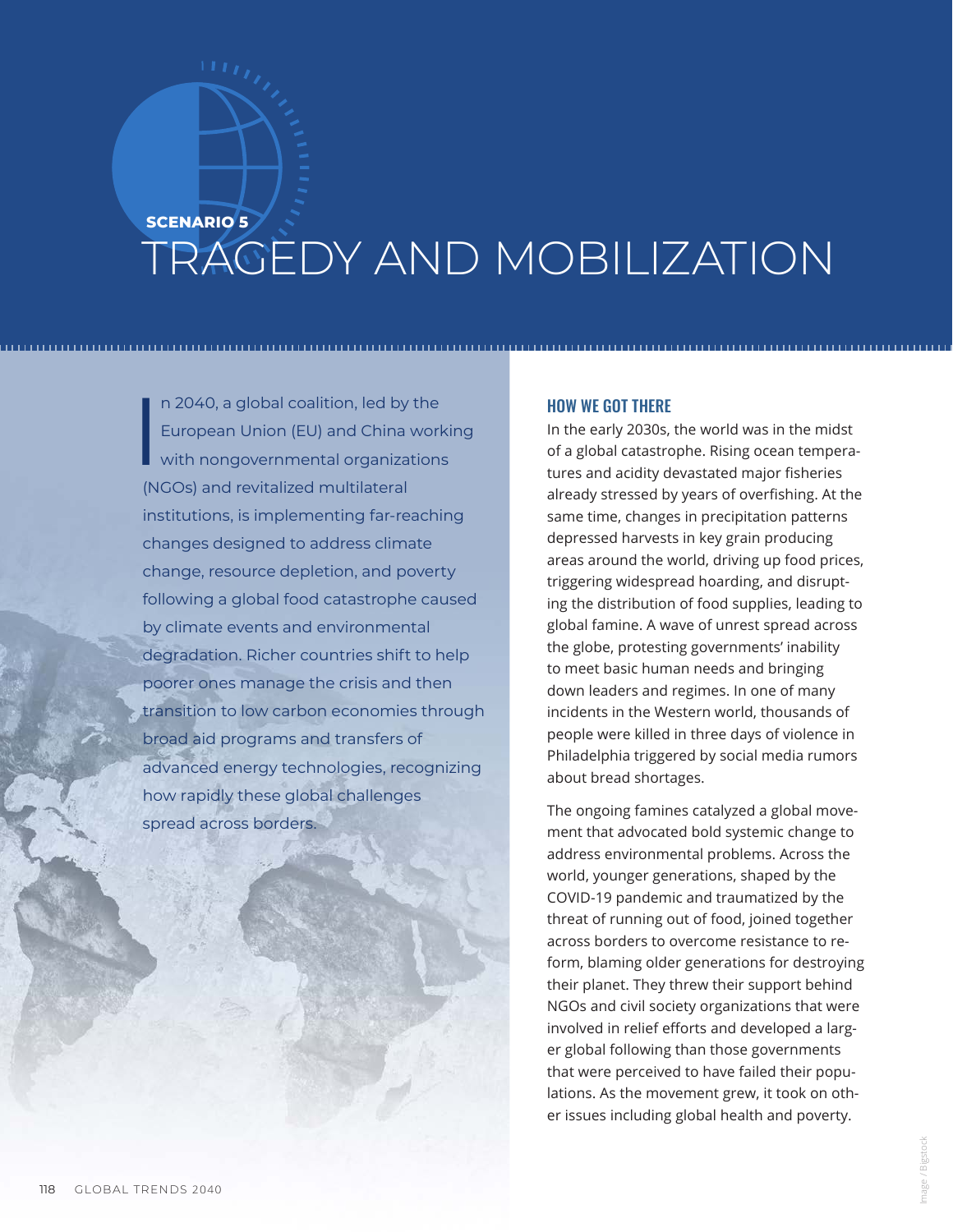SCENARIO 5

# TRAGEDY AND MOBILIZATION

In 2040, a global coalition, led by the European Union (EU) and China working with nongovernmental organizations (NGOs) and revitalized multilateral institutions, is implementing far-reaching changes designed to address climate change, resource depletion, and poverty following a global food catastrophe caused by climate events and environmental degradation. Richer countries shift to help poorer ones manage the crisis and then transition to low carbon economies through broad aid programs and transfers of advanced energy technologies, recognizing how rapidly these global challenges spread across borders.

## HOW WE GOT THERE

In the early 2030s, the world was in the midst of a global catastrophe. Rising ocean temperatures and acidity devastated major fisheries already stressed by years of overfishing. At the same time, changes in precipitation patterns depressed harvests in key grain producing areas around the world, driving up food prices, triggering widespread hoarding, and disrupting the distribution of food supplies, leading to global famine. A wave of unrest spread across the globe, protesting governments' inability to meet basic human needs and bringing down leaders and regimes. In one of many incidents in the Western world, thousands of people were killed in three days of violence in Philadelphia triggered by social media rumors about bread shortages.

The ongoing famines catalyzed a global movement that advocated bold systemic change to address environmental problems. Across the world, younger generations, shaped by the COVID-19 pandemic and traumatized by the threat of running out of food, joined together across borders to overcome resistance to reform, blaming older generations for destroying their planet. They threw their support behind NGOs and civil society organizations that were involved in relief efforts and developed a larger global following than those governments that were perceived to have failed their populations. As the movement grew, it took on other issues including global health and poverty.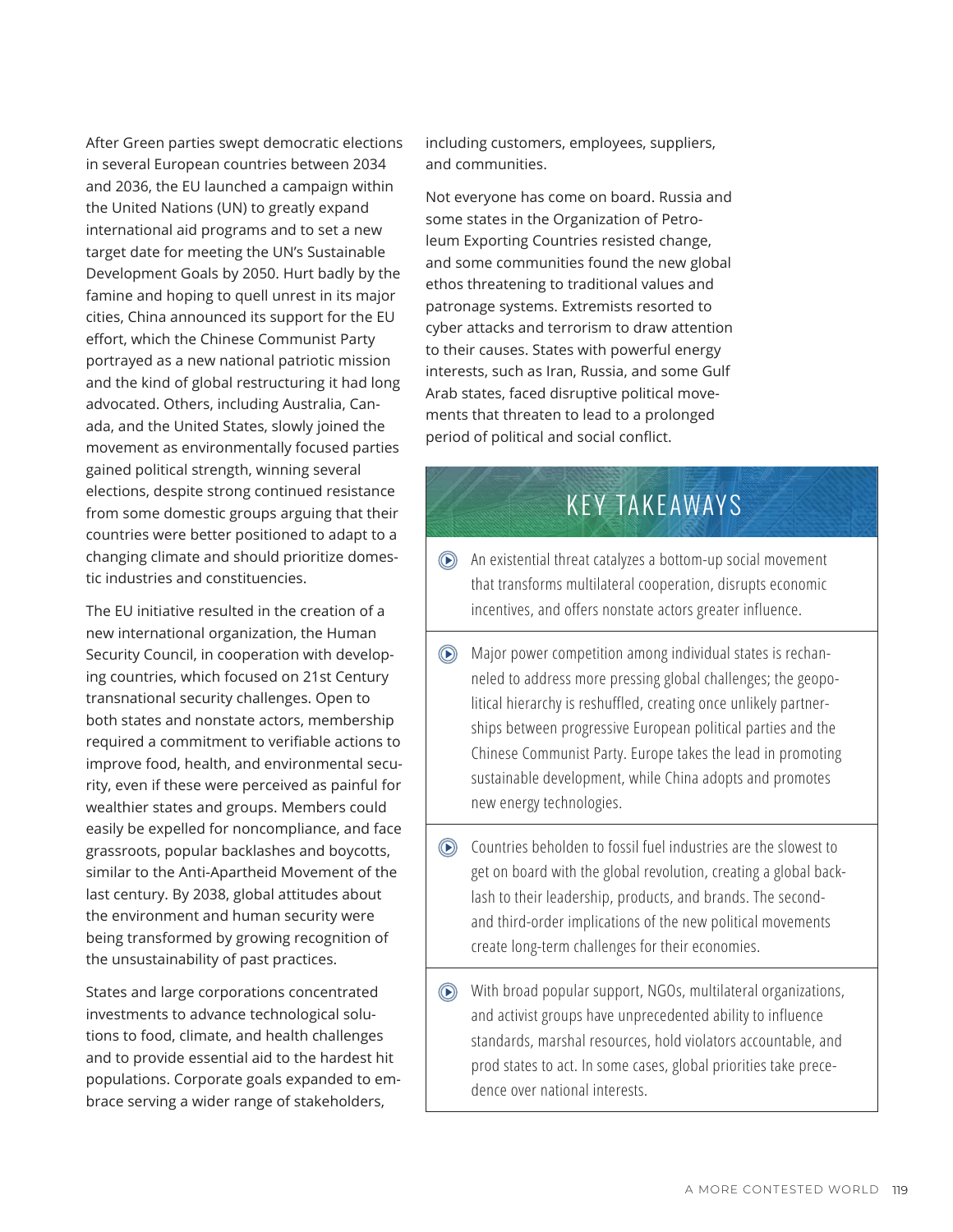After Green parties swept democratic elections in several European countries between 2034 and 2036, the EU launched a campaign within the United Nations (UN) to greatly expand international aid programs and to set a new target date for meeting the UN's Sustainable Development Goals by 2050. Hurt badly by the famine and hoping to quell unrest in its major cities, China announced its support for the EU effort, which the Chinese Communist Party portrayed as a new national patriotic mission and the kind of global restructuring it had long advocated. Others, including Australia, Canada, and the United States, slowly joined the movement as environmentally focused parties gained political strength, winning several elections, despite strong continued resistance from some domestic groups arguing that their countries were better positioned to adapt to a changing climate and should prioritize domestic industries and constituencies.

The EU initiative resulted in the creation of a new international organization, the Human Security Council, in cooperation with developing countries, which focused on 21st Century transnational security challenges. Open to both states and nonstate actors, membership required a commitment to verifiable actions to improve food, health, and environmental security, even if these were perceived as painful for wealthier states and groups. Members could easily be expelled for noncompliance, and face grassroots, popular backlashes and boycotts, similar to the Anti-Apartheid Movement of the last century. By 2038, global attitudes about the environment and human security were being transformed by growing recognition of the unsustainability of past practices.

States and large corporations concentrated investments to advance technological solutions to food, climate, and health challenges and to provide essential aid to the hardest hit populations. Corporate goals expanded to embrace serving a wider range of stakeholders, including customers, employees, suppliers, and communities.

Not everyone has come on board. Russia and some states in the Organization of Petroleum Exporting Countries resisted change, and some communities found the new global ethos threatening to traditional values and patronage systems. Extremists resorted to cyber attacks and terrorism to draw attention to their causes. States with powerful energy interests, such as Iran, Russia, and some Gulf Arab states, faced disruptive political movements that threaten to lead to a prolonged period of political and social conflict.

## KEY TAKEAWAYS

- An existential threat catalyzes a bottom-up social movement that transforms multilateral cooperation, disrupts economic incentives, and offers nonstate actors greater influence.
- Major power competition among individual states is rechanneled to address more pressing global challenges; the geopolitical hierarchy is reshuffled, creating once unlikely partnerships between progressive European political parties and the Chinese Communist Party. Europe takes the lead in promoting sustainable development, while China adopts and promotes new energy technologies.
- Countries beholden to fossil fuel industries are the slowest to get on board with the global revolution, creating a global backlash to their leadership, products, and brands. The second- and third-order implications of the new political movements create long-term challenges for their economies.
- With broad popular support, NGOs, multilateral organizations, and activist groups have unprecedented ability to influence standards, marshal resources, hold violators accountable, and prod states to act. In some cases, global priorities take precedence over national interests.